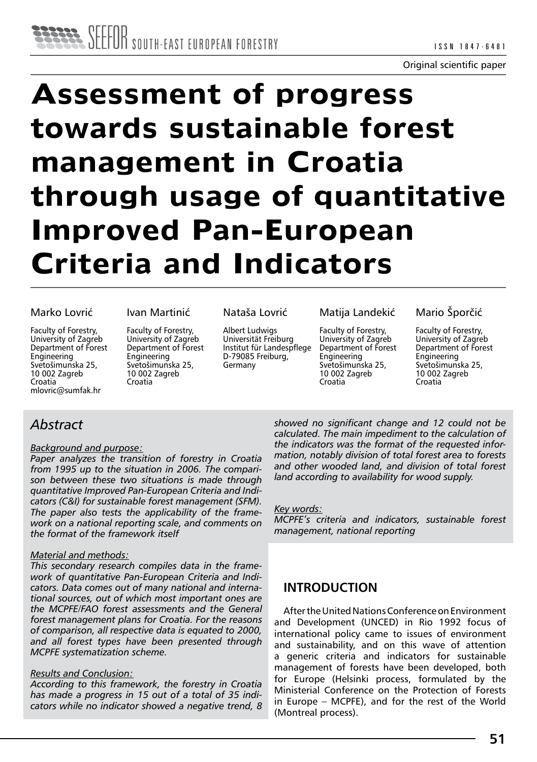Original scientific paper

# Assessment of progress towards sustainable forest management in Croatia through usage of quantitative Improved Pan-European Criteria and Indicators

**Marko Lovrić**
Faculty of Forestry, University of Zagreb
Department of Forest Engineering
Svetošimunska 25,
10 002 Zagreb
Croatia
mlovric@sumfak.hr

**Ivan Martinić**
Faculty of Forestry, University of Zagreb
Department of Forest Engineering
Svetošimunska 25,
10 002 Zagreb
Croatia

**Nataša Lovrić**
Albert Ludwigs Universität Freiburg
Institut für Landespflege
D-79085 Freiburg,
Germany

**Matija Landekić**
Faculty of Forestry, University of Zagreb
Department of Forest Engineering
Svetošimunska 25,
10 002 Zagreb
Croatia

**Mario Šporčić**
Faculty of Forestry, University of Zagreb
Department of Forest Engineering
Svetošimunska 25,
10 002 Zagreb
Croatia

## *Abstract*

*Background and purpose:*
*Paper analyzes the transition of forestry in Croatia from 1995 up to the situation in 2006. The comparison between these two situations is made through quantitative Improved Pan-European Criteria and Indicators (C&I) for sustainable forest management (SFM). The paper also tests the applicability of the framework on a national reporting scale, and comments on the format of the framework itself*

*Material and methods:*
*This secondary research compiles data in the framework of quantitative Pan-European Criteria and Indicators. Data comes out of many national and international sources, out of which most important ones are the MCPFE/FAO forest assessments and the General forest management plans for Croatia. For the reasons of comparison, all respective data is equated to 2000, and all forest types have been presented through MCPFE systematization scheme.*

*Results and Conclusion:*
*According to this framework, the forestry in Croatia has made a progress in 15 out of a total of 35 indicators while no indicator showed a negative trend, 8 showed no significant change and 12 could not be calculated. The main impediment to the calculation of the indicators was the format of the requested information, notably division of total forest area to forests and other wooded land, and division of total forest land according to availability for wood supply.*

*Key words:*
*MCPFE's criteria and indicators, sustainable forest management, national reporting*

## INTRODUCTION

After the United Nations Conference on Environment and Development (UNCED) in Rio 1992 focus of international policy came to issues of environment and sustainability, and on this wave of attention a generic criteria and indicators for sustainable management of forests have been developed, both for Europe (Helsinki process, formulated by the Ministerial Conference on the Protection of Forests in Europe – MCPFE), and for the rest of the World (Montreal process).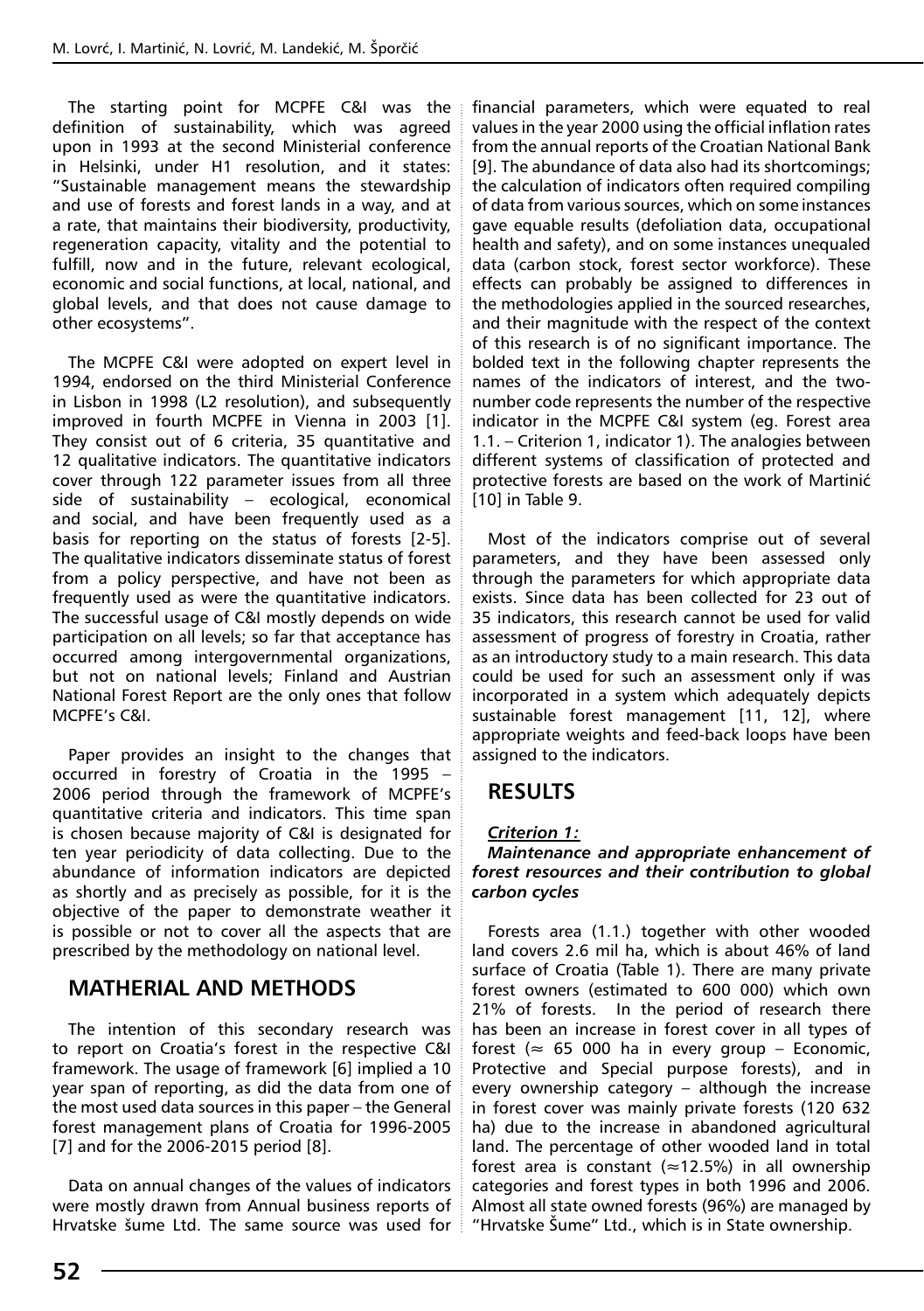The starting point for MCPFE C&I was the definition of sustainability, which was agreed upon in 1993 at the second Ministerial conference in Helsinki, under H1 resolution, and it states: "Sustainable management means the stewardship and use of forests and forest lands in a way, and at a rate, that maintains their biodiversity, productivity, regeneration capacity, vitality and the potential to fulfill, now and in the future, relevant ecological, economic and social functions, at local, national, and global levels, and that does not cause damage to other ecosystems".

The MCPFE C&I were adopted on expert level in 1994, endorsed on the third Ministerial Conference in Lisbon in 1998 (L2 resolution), and subsequently improved in fourth MCPFE in Vienna in 2003 [1]. They consist out of 6 criteria, 35 quantitative and 12 qualitative indicators. The quantitative indicators cover through 122 parameter issues from all three side of sustainability – ecological, economical and social, and have been frequently used as a basis for reporting on the status of forests [2-5]. The qualitative indicators disseminate status of forest from a policy perspective, and have not been as frequently used as were the quantitative indicators. The successful usage of C&I mostly depends on wide participation on all levels; so far that acceptance has occurred among intergovernmental organizations, but not on national levels; Finland and Austrian National Forest Report are the only ones that follow MCPFE's C&I.

Paper provides an insight to the changes that occurred in forestry of Croatia in the 1995 – 2006 period through the framework of MCPFE's quantitative criteria and indicators. This time span is chosen because majority of C&I is designated for ten year periodicity of data collecting. Due to the abundance of information indicators are depicted as shortly and as precisely as possible, for it is the objective of the paper to demonstrate weather it is possible or not to cover all the aspects that are prescribed by the methodology on national level.

## MATHERIAL AND METHODS

The intention of this secondary research was to report on Croatia's forest in the respective C&I framework. The usage of framework [6] implied a 10 year span of reporting, as did the data from one of the most used data sources in this paper – the General forest management plans of Croatia for 1996-2005 [7] and for the 2006-2015 period [8].

Data on annual changes of the values of indicators were mostly drawn from Annual business reports of Hrvatske šume Ltd. The same source was used for financial parameters, which were equated to real values in the year 2000 using the official inflation rates from the annual reports of the Croatian National Bank [9]. The abundance of data also had its shortcomings; the calculation of indicators often required compiling of data from various sources, which on some instances gave equable results (defoliation data, occupational health and safety), and on some instances unequaled data (carbon stock, forest sector workforce). These effects can probably be assigned to differences in the methodologies applied in the sourced researches, and their magnitude with the respect of the context of this research is of no significant importance. The bolded text in the following chapter represents the names of the indicators of interest, and the two-number code represents the number of the respective indicator in the MCPFE C&I system (eg. Forest area 1.1. – Criterion 1, indicator 1). The analogies between different systems of classification of protected and protective forests are based on the work of Martinić [10] in Table 9.

Most of the indicators comprise out of several parameters, and they have been assessed only through the parameters for which appropriate data exists. Since data has been collected for 23 out of 35 indicators, this research cannot be used for valid assessment of progress of forestry in Croatia, rather as an introductory study to a main research. This data could be used for such an assessment only if was incorporated in a system which adequately depicts sustainable forest management [11, 12], where appropriate weights and feed-back loops have been assigned to the indicators.

## RESULTS

***Criterion 1:***
***Maintenance and appropriate enhancement of forest resources and their contribution to global carbon cycles***

Forests area (1.1.) together with other wooded land covers 2.6 mil ha, which is about 46% of land surface of Croatia (Table 1). There are many private forest owners (estimated to 600 000) which own 21% of forests. In the period of research there has been an increase in forest cover in all types of forest (≈ 65 000 ha in every group – Economic, Protective and Special purpose forests), and in every ownership category – although the increase in forest cover was mainly private forests (120 632 ha) due to the increase in abandoned agricultural land. The percentage of other wooded land in total forest area is constant (≈12.5%) in all ownership categories and forest types in both 1996 and 2006. Almost all state owned forests (96%) are managed by "Hrvatske Šume" Ltd., which is in State ownership.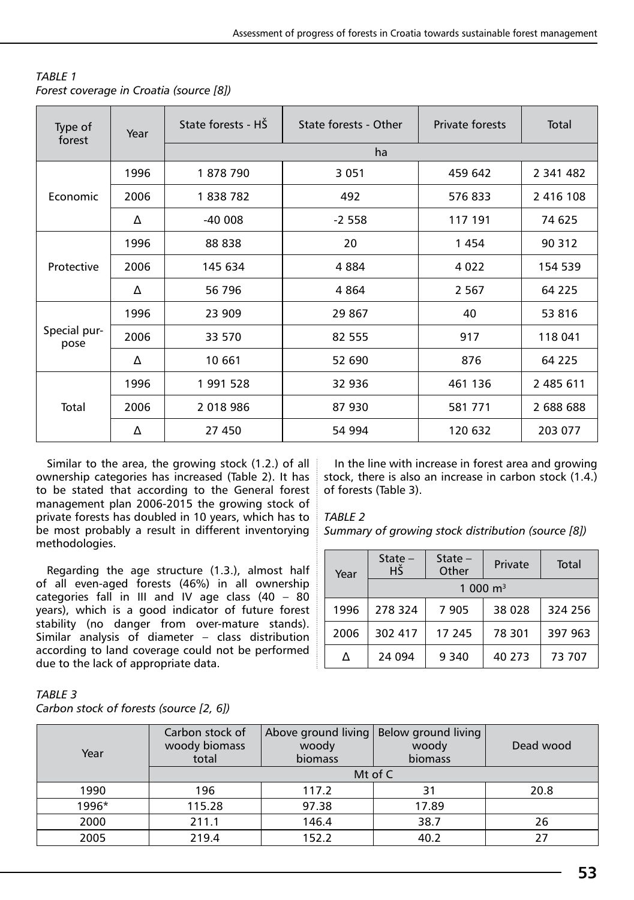*TABLE 1*
*Forest coverage in Croatia (source [8])*

| Type of forest | Year | State forests - HŠ | State forests - Other | Private forests | Total |
|---|---|---|---|---|---|
| | | ha | | | |
| Economic | 1996 | 1 878 790 | 3 051 | 459 642 | 2 341 482 |
| | 2006 | 1 838 782 | 492 | 576 833 | 2 416 108 |
| | Δ | -40 008 | -2 558 | 117 191 | 74 625 |
| Protective | 1996 | 88 838 | 20 | 1 454 | 90 312 |
| | 2006 | 145 634 | 4 884 | 4 022 | 154 539 |
| | Δ | 56 796 | 4 864 | 2 567 | 64 225 |
| Special purpose | 1996 | 23 909 | 29 867 | 40 | 53 816 |
| | 2006 | 33 570 | 82 555 | 917 | 118 041 |
| | Δ | 10 661 | 52 690 | 876 | 64 225 |
| Total | 1996 | 1 991 528 | 32 936 | 461 136 | 2 485 611 |
| | 2006 | 2 018 986 | 87 930 | 581 771 | 2 688 688 |
| | Δ | 27 450 | 54 994 | 120 632 | 203 077 |

Similar to the area, the growing stock (1.2.) of all ownership categories has increased (Table 2). It has to be stated that according to the General forest management plan 2006-2015 the growing stock of private forests has doubled in 10 years, which has to be most probably a result in different inventorying methodologies.

Regarding the age structure (1.3.), almost half of all even-aged forests (46%) in all ownership categories fall in III and IV age class (40 – 80 years), which is a good indicator of future forest stability (no danger from over-mature stands). Similar analysis of diameter – class distribution according to land coverage could not be performed due to the lack of appropriate data.

In the line with increase in forest area and growing stock, there is also an increase in carbon stock (1.4.) of forests (Table 3).

*TABLE 2*
*Summary of growing stock distribution (source [8])*

| Year | State – HŠ | State – Other | Private | Total |
|---|---|---|---|---|
| | 1 000 $m^3$ | | | |
| 1996 | 278 324 | 7 905 | 38 028 | 324 256 |
| 2006 | 302 417 | 17 245 | 78 301 | 397 963 |
| Δ | 24 094 | 9 340 | 40 273 | 73 707 |

*TABLE 3*
*Carbon stock of forests (source [2, 6])*

| Year | Carbon stock of woody biomass total | Above ground living woody biomass | Below ground living woody biomass | Dead wood |
|---|---|---|---|---|
| | Mt of C | | | |
| 1990 | 196 | 117.2 | 31 | 20.8 |
| 1996* | 115.28 | 97.38 | 17.89 | |
| 2000 | 211.1 | 146.4 | 38.7 | 26 |
| 2005 | 219.4 | 152.2 | 40.2 | 27 |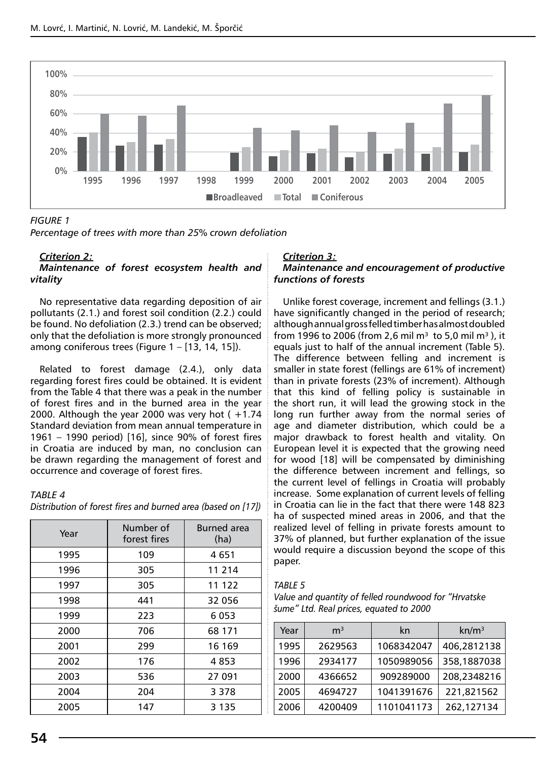*FIGURE 1*
*Percentage of trees with more than 25% crown defoliation*

***Criterion 2:***
***Maintenance of forest ecosystem health and vitality***

No representative data regarding deposition of air pollutants (2.1.) and forest soil condition (2.2.) could be found. No defoliation (2.3.) trend can be observed; only that the defoliation is more strongly pronounced among coniferous trees (Figure 1 – [13, 14, 15]).

Related to forest damage (2.4.), only data regarding forest fires could be obtained. It is evident from the Table 4 that there was a peak in the number of forest fires and in the burned area in the year 2000. Although the year 2000 was very hot ( +1.74 Standard deviation from mean annual temperature in 1961 – 1990 period) [16], since 90% of forest fires in Croatia are induced by man, no conclusion can be drawn regarding the management of forest and occurrence and coverage of forest fires.

*TABLE 4*
*Distribution of forest fires and burned area (based on [17])*

| Year | Number of forest fires | Burned area (ha) |
|---|---|---|
| 1995 | 109 | 4 651 |
| 1996 | 305 | 11 214 |
| 1997 | 305 | 11 122 |
| 1998 | 441 | 32 056 |
| 1999 | 223 | 6 053 |
| 2000 | 706 | 68 171 |
| 2001 | 299 | 16 169 |
| 2002 | 176 | 4 853 |
| 2003 | 536 | 27 091 |
| 2004 | 204 | 3 378 |
| 2005 | 147 | 3 135 |

***Criterion 3:***
***Maintenance and encouragement of productive functions of forests***

Unlike forest coverage, increment and fellings (3.1.) have significantly changed in the period of research; although annual gross felled timber has almost doubled from 1996 to 2006 (from 2,6 mil $m^3$ to 5,0 mil $m^3$ ), it equals just to half of the annual increment (Table 5). The difference between felling and increment is smaller in state forest (fellings are 61% of increment) than in private forests (23% of increment). Although that this kind of felling policy is sustainable in the short run, it will lead the growing stock in the long run further away from the normal series of age and diameter distribution, which could be a major drawback to forest health and vitality. On European level it is expected that the growing need for wood [18] will be compensated by diminishing the difference between increment and fellings, so the current level of fellings in Croatia will probably increase. Some explanation of current levels of felling in Croatia can lie in the fact that there were 148 823 ha of suspected mined areas in 2006, and that the realized level of felling in private forests amount to 37% of planned, but further explanation of the issue would require a discussion beyond the scope of this paper.

*TABLE 5*
*Value and quantity of felled roundwood for "Hrvatske šume" Ltd. Real prices, equated to 2000*

| Year | $m^3$ | kn | kn/$m^3$ |
|---|---|---|---|
| 1995 | 2629563 | 1068342047 | 406,2812138 |
| 1996 | 2934177 | 1050989056 | 358,1887038 |
| 2000 | 4366652 | 909289000 | 208,2348216 |
| 2005 | 4694727 | 1041391676 | 221,821562 |
| 2006 | 4200409 | 1101041173 | 262,127134 |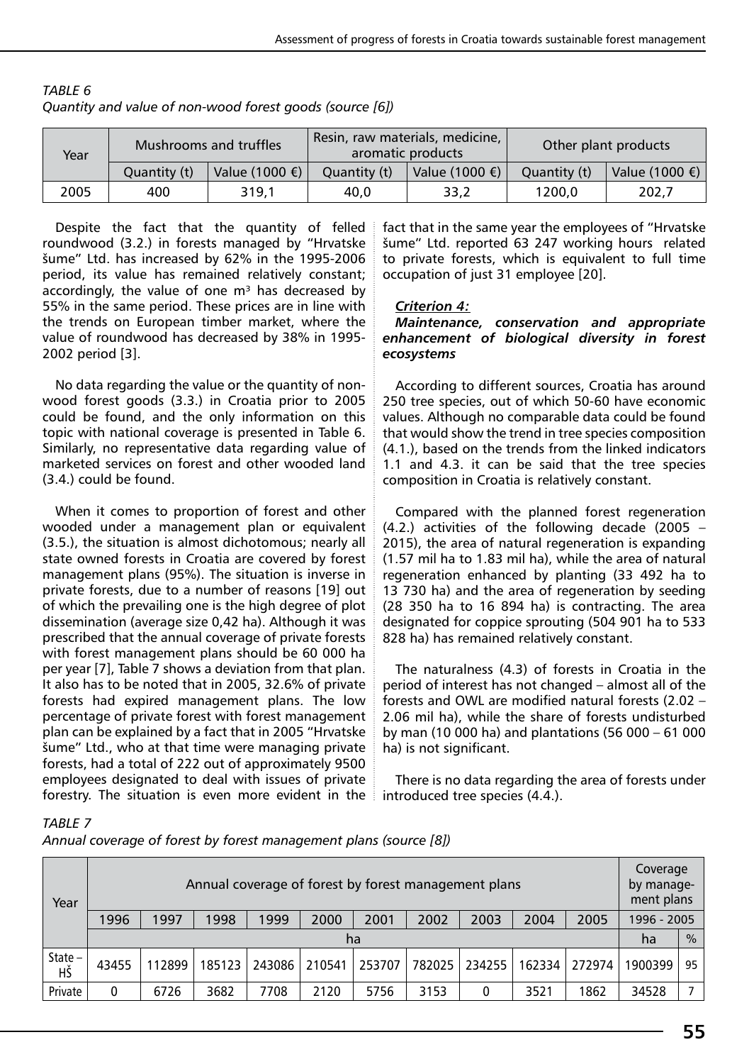*TABLE 6*
*Quantity and value of non-wood forest goods (source [6])*

| Year | Mushrooms and truffles | | Resin, raw materials, medicine, aromatic products | | Other plant products | |
|---|---|---|---|---|---|---|
| | Quantity (t) | Value (1000 €) | Quantity (t) | Value (1000 €) | Quantity (t) | Value (1000 €) |
| 2005 | 400 | 319,1 | 40,0 | 33,2 | 1200,0 | 202,7 |

Despite the fact that the quantity of felled roundwood (3.2.) in forests managed by "Hrvatske šume" Ltd. has increased by 62% in the 1995-2006 period, its value has remained relatively constant; accordingly, the value of one m$^3$ has decreased by 55% in the same period. These prices are in line with the trends on European timber market, where the value of roundwood has decreased by 38% in 1995-2002 period [3].

No data regarding the value or the quantity of non-wood forest goods (3.3.) in Croatia prior to 2005 could be found, and the only information on this topic with national coverage is presented in Table 6. Similarly, no representative data regarding value of marketed services on forest and other wooded land (3.4.) could be found.

When it comes to proportion of forest and other wooded under a management plan or equivalent (3.5.), the situation is almost dichotomous; nearly all state owned forests in Croatia are covered by forest management plans (95%). The situation is inverse in private forests, due to a number of reasons [19] out of which the prevailing one is the high degree of plot dissemination (average size 0,42 ha). Although it was prescribed that the annual coverage of private forests with forest management plans should be 60 000 ha per year [7], Table 7 shows a deviation from that plan. It also has to be noted that in 2005, 32.6% of private forests had expired management plans. The low percentage of private forest with forest management plan can be explained by a fact that in 2005 "Hrvatske šume" Ltd., who at that time were managing private forests, had a total of 222 out of approximately 9500 employees designated to deal with issues of private forestry. The situation is even more evident in the fact that in the same year the employees of "Hrvatske šume" Ltd. reported 63 247 working hours related to private forests, which is equivalent to full time occupation of just 31 employee [20].

***Criterion 4:***
***Maintenance, conservation and appropriate enhancement of biological diversity in forest ecosystems***

According to different sources, Croatia has around 250 tree species, out of which 50-60 have economic values. Although no comparable data could be found that would show the trend in tree species composition (4.1.), based on the trends from the linked indicators 1.1 and 4.3. it can be said that the tree species composition in Croatia is relatively constant.

Compared with the planned forest regeneration (4.2.) activities of the following decade (2005 – 2015), the area of natural regeneration is expanding (1.57 mil ha to 1.83 mil ha), while the area of natural regeneration enhanced by planting (33 492 ha to 13 730 ha) and the area of regeneration by seeding (28 350 ha to 16 894 ha) is contracting. The area designated for coppice sprouting (504 901 ha to 533 828 ha) has remained relatively constant.

The naturalness (4.3) of forests in Croatia in the period of interest has not changed – almost all of the forests and OWL are modified natural forests (2.02 – 2.06 mil ha), while the share of forests undisturbed by man (10 000 ha) and plantations (56 000 – 61 000 ha) is not significant.

There is no data regarding the area of forests under introduced tree species (4.4.).

*TABLE 7*
*Annual coverage of forest by forest management plans (source [8])*

| Year | Annual coverage of forest by forest management plans | | | | | | | | | | Coverage by management plans | |
|---|---|---|---|---|---|---|---|---|---|---|---|---|
| | 1996 | 1997 | 1998 | 1999 | 2000 | 2001 | 2002 | 2003 | 2004 | 2005 | 1996 - 2005 | |
| | ha | | | | | | | | | | ha | % |
| State – HŠ | 43455 | 112899 | 185123 | 243086 | 210541 | 253707 | 782025 | 234255 | 162334 | 272974 | 1900399 | 95 |
| Private | 0 | 6726 | 3682 | 7708 | 2120 | 5756 | 3153 | 0 | 3521 | 1862 | 34528 | 7 |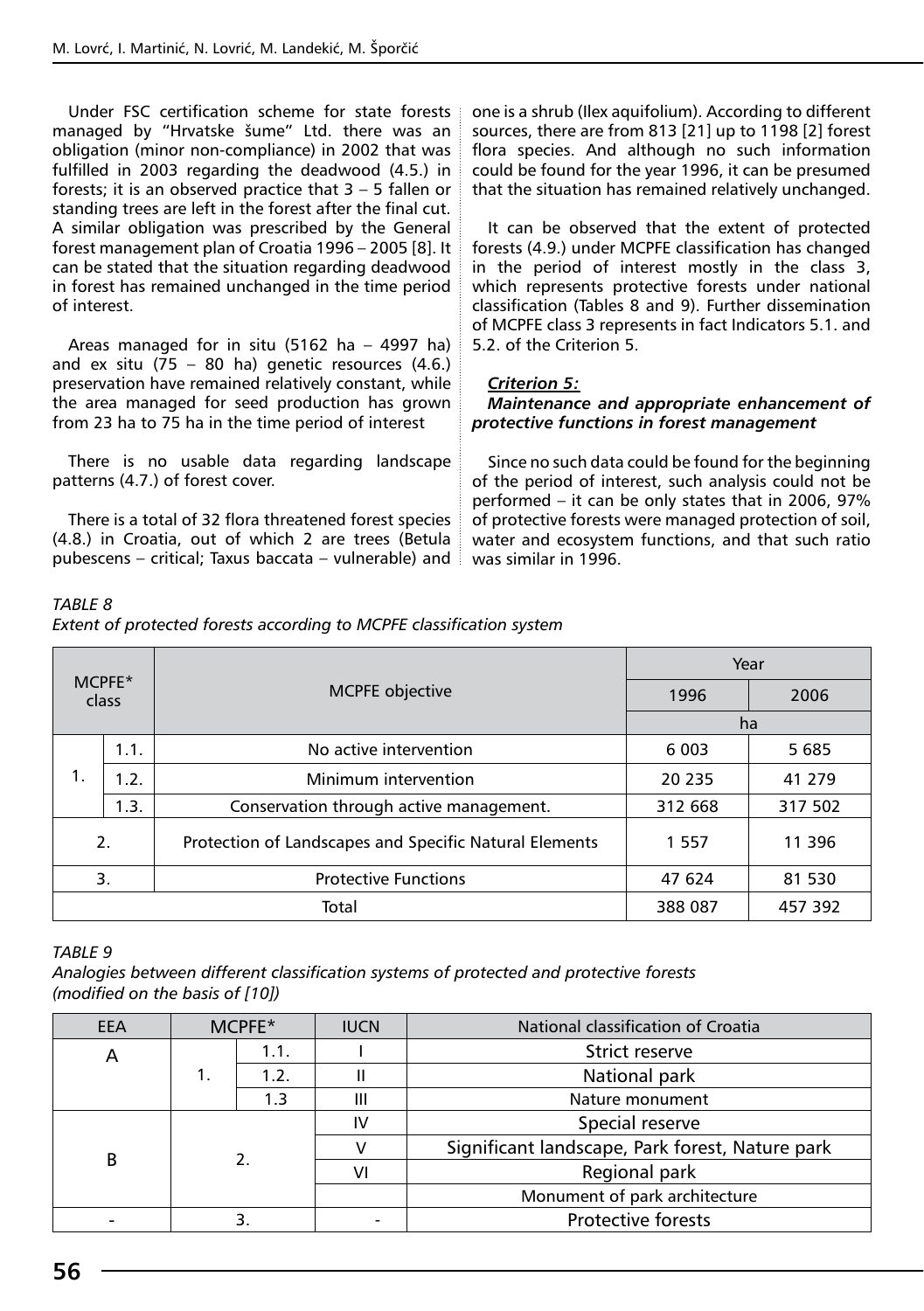Under FSC certification scheme for state forests managed by "Hrvatske šume" Ltd. there was an obligation (minor non-compliance) in 2002 that was fulfilled in 2003 regarding the deadwood (4.5.) in forests; it is an observed practice that 3 – 5 fallen or standing trees are left in the forest after the final cut. A similar obligation was prescribed by the General forest management plan of Croatia 1996 – 2005 [8]. It can be stated that the situation regarding deadwood in forest has remained unchanged in the time period of interest.

Areas managed for in situ (5162 ha – 4997 ha) and ex situ (75 – 80 ha) genetic resources (4.6.) preservation have remained relatively constant, while the area managed for seed production has grown from 23 ha to 75 ha in the time period of interest

There is no usable data regarding landscape patterns (4.7.) of forest cover.

There is a total of 32 flora threatened forest species (4.8.) in Croatia, out of which 2 are trees (Betula pubescens – critical; Taxus baccata – vulnerable) and one is a shrub (Ilex aquifolium). According to different sources, there are from 813 [21] up to 1198 [2] forest flora species. And although no such information could be found for the year 1996, it can be presumed that the situation has remained relatively unchanged.

It can be observed that the extent of protected forests (4.9.) under MCPFE classification has changed in the period of interest mostly in the class 3, which represents protective forests under national classification (Tables 8 and 9). Further dissemination of MCPFE class 3 represents in fact Indicators 5.1. and 5.2. of the Criterion 5.

***Criterion 5:***

***Maintenance and appropriate enhancement of protective functions in forest management***

Since no such data could be found for the beginning of the period of interest, such analysis could not be performed – it can be only states that in 2006, 97% of protective forests were managed protection of soil, water and ecosystem functions, and that such ratio was similar in 1996.

*TABLE 8*

*Extent of protected forests according to MCPFE classification system*

| MCPFE* class | | MCPFE objective | Year | |
|---|---|---|---|---|
| | | | 1996 | 2006 |
| | | | ha | |
| 1. | 1.1. | No active intervention | 6 003 | 5 685 |
| | 1.2. | Minimum intervention | 20 235 | 41 279 |
| | 1.3. | Conservation through active management. | 312 668 | 317 502 |
| 2. | | Protection of Landscapes and Specific Natural Elements | 1 557 | 11 396 |
| 3. | | Protective Functions | 47 624 | 81 530 |
| Total | | | 388 087 | 457 392 |

*TABLE 9*

*Analogies between different classification systems of protected and protective forests (modified on the basis of [10])*

| EEA | MCPFE* | | IUCN | National classification of Croatia |
|---|---|---|---|---|
| A | 1. | 1.1. | I | Strict reserve |
| | | 1.2. | II | National park |
| | | 1.3 | III | Nature monument |
| B | 2. | | IV | Special reserve |
| | | | V | Significant landscape, Park forest, Nature park |
| | | | VI | Regional park |
| | | | | Monument of park architecture |
| - | 3. | | - | Protective forests |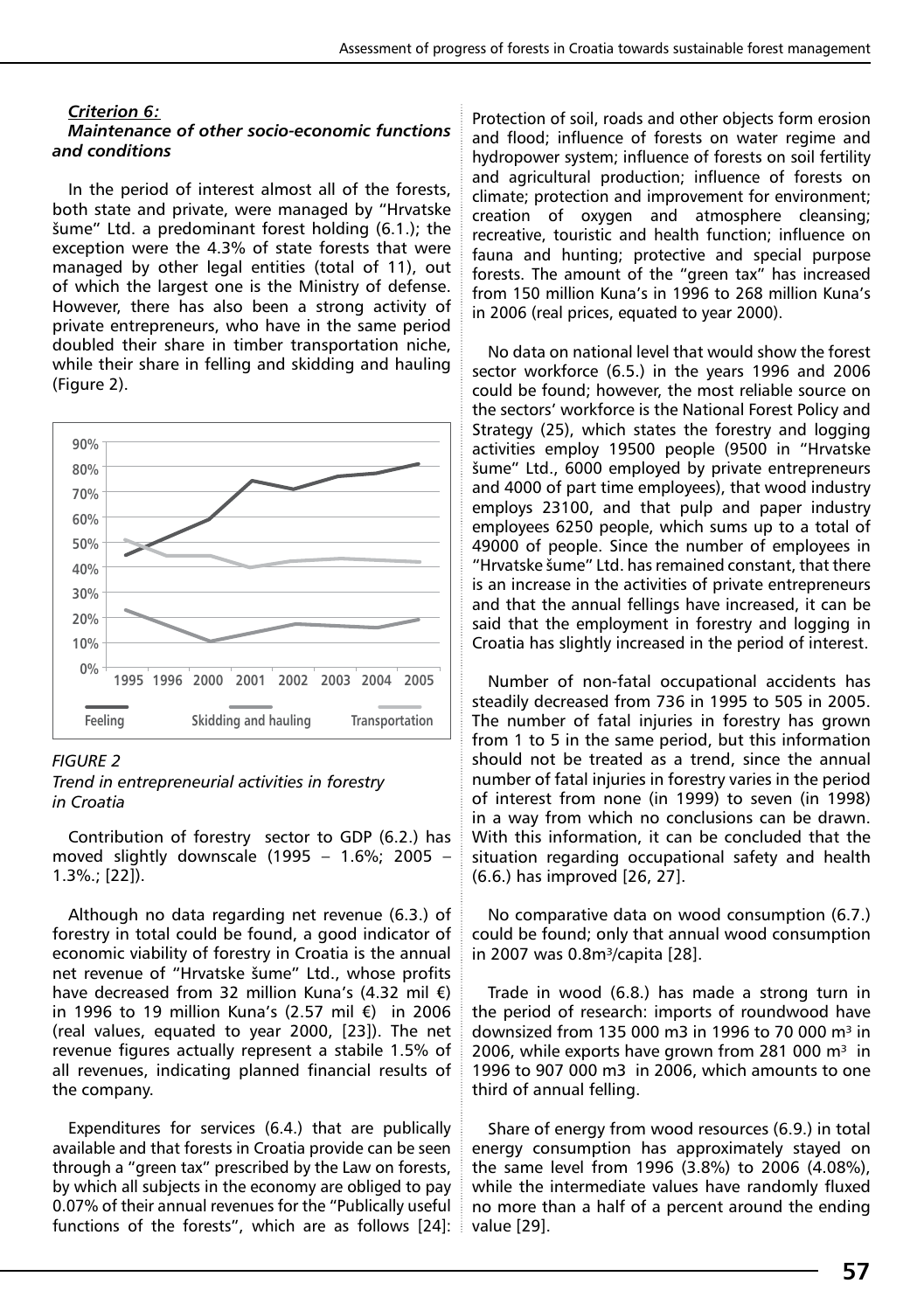*Criterion 6:*
***Maintenance of other socio-economic functions and conditions***

In the period of interest almost all of the forests, both state and private, were managed by "Hrvatske šume" Ltd. a predominant forest holding (6.1.); the exception were the 4.3% of state forests that were managed by other legal entities (total of 11), out of which the largest one is the Ministry of defense. However, there has also been a strong activity of private entrepreneurs, who have in the same period doubled their share in timber transportation niche, while their share in felling and skidding and hauling (Figure 2).

*FIGURE 2*
*Trend in entrepreneurial activities in forestry in Croatia*

Contribution of forestry sector to GDP (6.2.) has moved slightly downscale (1995 – 1.6%; 2005 – 1.3%.; [22]).

Although no data regarding net revenue (6.3.) of forestry in total could be found, a good indicator of economic viability of forestry in Croatia is the annual net revenue of "Hrvatske šume" Ltd., whose profits have decreased from 32 million Kuna's (4.32 mil €) in 1996 to 19 million Kuna's (2.57 mil €) in 2006 (real values, equated to year 2000, [23]). The net revenue figures actually represent a stabile 1.5% of all revenues, indicating planned financial results of the company.

Expenditures for services (6.4.) that are publically available and that forests in Croatia provide can be seen through a "green tax" prescribed by the Law on forests, by which all subjects in the economy are obliged to pay 0.07% of their annual revenues for the "Publically useful functions of the forests", which are as follows [24]: Protection of soil, roads and other objects form erosion and flood; influence of forests on water regime and hydropower system; influence of forests on soil fertility and agricultural production; influence of forests on climate; protection and improvement for environment; creation of oxygen and atmosphere cleansing; recreative, touristic and health function; influence on fauna and hunting; protective and special purpose forests. The amount of the "green tax" has increased from 150 million Kuna's in 1996 to 268 million Kuna's in 2006 (real prices, equated to year 2000).

No data on national level that would show the forest sector workforce (6.5.) in the years 1996 and 2006 could be found; however, the most reliable source on the sectors' workforce is the National Forest Policy and Strategy (25), which states the forestry and logging activities employ 19500 people (9500 in "Hrvatske šume" Ltd., 6000 employed by private entrepreneurs and 4000 of part time employees), that wood industry employs 23100, and that pulp and paper industry employees 6250 people, which sums up to a total of 49000 of people. Since the number of employees in "Hrvatske šume" Ltd. has remained constant, that there is an increase in the activities of private entrepreneurs and that the annual fellings have increased, it can be said that the employment in forestry and logging in Croatia has slightly increased in the period of interest.

Number of non-fatal occupational accidents has steadily decreased from 736 in 1995 to 505 in 2005. The number of fatal injuries in forestry has grown from 1 to 5 in the same period, but this information should not be treated as a trend, since the annual number of fatal injuries in forestry varies in the period of interest from none (in 1999) to seven (in 1998) in a way from which no conclusions can be drawn. With this information, it can be concluded that the situation regarding occupational safety and health (6.6.) has improved [26, 27].

No comparative data on wood consumption (6.7.) could be found; only that annual wood consumption in 2007 was 0.8m$^3$/capita [28].

Trade in wood (6.8.) has made a strong turn in the period of research: imports of roundwood have downsized from 135 000 m3 in 1996 to 70 000 m$^3$ in 2006, while exports have grown from 281 000 m$^3$ in 1996 to 907 000 m3 in 2006, which amounts to one third of annual felling.

Share of energy from wood resources (6.9.) in total energy consumption has approximately stayed on the same level from 1996 (3.8%) to 2006 (4.08%), while the intermediate values have randomly fluxed no more than a half of a percent around the ending value [29].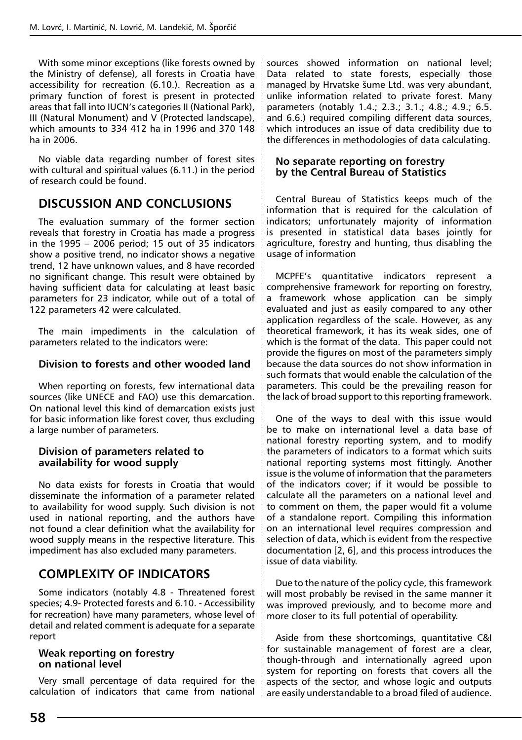With some minor exceptions (like forests owned by the Ministry of defense), all forests in Croatia have accessibility for recreation (6.10.). Recreation as a primary function of forest is present in protected areas that fall into IUCN's categories II (National Park), III (Natural Monument) and V (Protected landscape), which amounts to 334 412 ha in 1996 and 370 148 ha in 2006.

No viable data regarding number of forest sites with cultural and spiritual values (6.11.) in the period of research could be found.

## DISCUSSION AND CONCLUSIONS

The evaluation summary of the former section reveals that forestry in Croatia has made a progress in the 1995 – 2006 period; 15 out of 35 indicators show a positive trend, no indicator shows a negative trend, 12 have unknown values, and 8 have recorded no significant change. This result were obtained by having sufficient data for calculating at least basic parameters for 23 indicator, while out of a total of 122 parameters 42 were calculated.

The main impediments in the calculation of parameters related to the indicators were:

### Division to forests and other wooded land

When reporting on forests, few international data sources (like UNECE and FAO) use this demarcation. On national level this kind of demarcation exists just for basic information like forest cover, thus excluding a large number of parameters.

### Division of parameters related to availability for wood supply

No data exists for forests in Croatia that would disseminate the information of a parameter related to availability for wood supply. Such division is not used in national reporting, and the authors have not found a clear definition what the availability for wood supply means in the respective literature. This impediment has also excluded many parameters.

## COMPLEXITY OF INDICATORS

Some indicators (notably 4.8 - Threatened forest species; 4.9- Protected forests and 6.10. - Accessibility for recreation) have many parameters, whose level of detail and related comment is adequate for a separate report

### Weak reporting on forestry on national level

Very small percentage of data required for the calculation of indicators that came from national sources showed information on national level; Data related to state forests, especially those managed by Hrvatske šume Ltd. was very abundant, unlike information related to private forest. Many parameters (notably 1.4.; 2.3.; 3.1.; 4.8.; 4.9.; 6.5. and 6.6.) required compiling different data sources, which introduces an issue of data credibility due to the differences in methodologies of data calculating.

### No separate reporting on forestry by the Central Bureau of Statistics

Central Bureau of Statistics keeps much of the information that is required for the calculation of indicators; unfortunately majority of information is presented in statistical data bases jointly for agriculture, forestry and hunting, thus disabling the usage of information

MCPFE's quantitative indicators represent a comprehensive framework for reporting on forestry, a framework whose application can be simply evaluated and just as easily compared to any other application regardless of the scale. However, as any theoretical framework, it has its weak sides, one of which is the format of the data. This paper could not provide the figures on most of the parameters simply because the data sources do not show information in such formats that would enable the calculation of the parameters. This could be the prevailing reason for the lack of broad support to this reporting framework.

One of the ways to deal with this issue would be to make on international level a data base of national forestry reporting system, and to modify the parameters of indicators to a format which suits national reporting systems most fittingly. Another issue is the volume of information that the parameters of the indicators cover; if it would be possible to calculate all the parameters on a national level and to comment on them, the paper would fit a volume of a standalone report. Compiling this information on an international level requires compression and selection of data, which is evident from the respective documentation [2, 6], and this process introduces the issue of data viability.

Due to the nature of the policy cycle, this framework will most probably be revised in the same manner it was improved previously, and to become more and more closer to its full potential of operability.

Aside from these shortcomings, quantitative C&I for sustainable management of forest are a clear, though-through and internationally agreed upon system for reporting on forests that covers all the aspects of the sector, and whose logic and outputs are easily understandable to a broad filed of audience.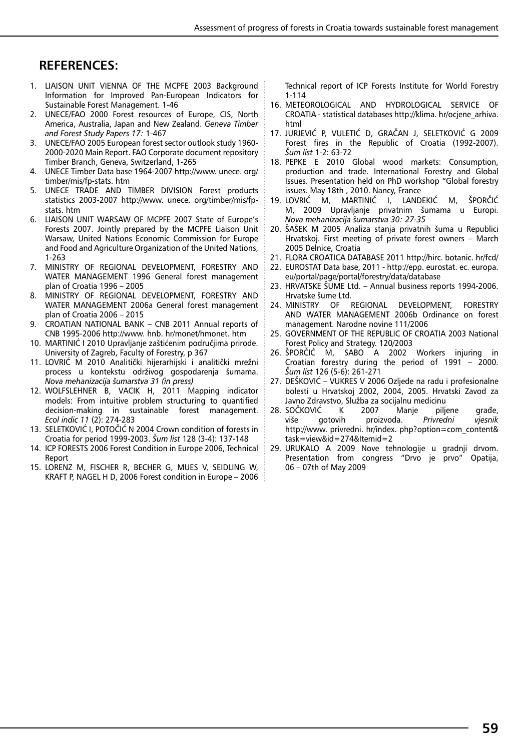## REFERENCES:

1. LIAISON UNIT VIENNA OF THE MCPFE 2003 Background Information for Improved Pan-European Indicators for Sustainable Forest Management. 1-46
2. UNECE/FAO 2000 Forest resources of Europe, CIS, North America, Australia, Japan and New Zealand. *Geneva Timber and Forest Study Papers 17:* 1-467
3. UNECE/FAO 2005 European forest sector outlook study 1960-2000-2020 Main Report. FAO Corporate document repository Timber Branch, Geneva, Switzerland, 1-265
4. UNECE Timber Data base 1964-2007 http://www. unece. org/ timber/mis/fp-stats. htm
5. UNECE TRADE AND TIMBER DIVISION Forest products statistics 2003-2007 http://www. unece. org/timber/mis/fp-stats. htm
6. LIAISON UNIT WARSAW OF MCPFE 2007 State of Europe's Forests 2007. Jointly prepared by the MCPFE Liaison Unit Warsaw, United Nations Economic Commission for Europe and Food and Agriculture Organization of the United Nations, 1-263
7. MINISTRY OF REGIONAL DEVELOPMENT, FORESTRY AND WATER MANAGEMENT 1996 General forest management plan of Croatia 1996 – 2005
8. MINISTRY OF REGIONAL DEVELOPMENT, FORESTRY AND WATER MANAGEMENT 2006a General forest management plan of Croatia 2006 – 2015
9. CROATIAN NATIONAL BANK – CNB 2011 Annual reports of CNB 1995-2006 http://www. hnb. hr/monet/hmonet. htm
10. MARTINIĆ I 2010 Upravljanje zaštićenim područjima prirode. University of Zagreb, Faculty of Forestry, p 367
11. LOVRIĆ M 2010 Analitički hijerarhijski i analitički mrežni process u kontekstu održivog gospodarenja šumama. *Nova mehanizacija šumarstva 31 (in press)*
12. WOLFSLEHNER B, VACIK H, 2011 Mapping indicator models: From intuitive problem structuring to quantified decision-making in sustainable forest management. *Ecol indic 11* (2): 274-283
13. SELETKOVIĆ I, POTOČIĆ N 2004 Crown condition of forests in Croatia for period 1999-2003. *Šum list* 128 (3-4): 137-148
14. ICP FORESTS 2006 Forest Condition in Europe 2006, Technical Report
15. LORENZ M, FISCHER R, BECHER G, MUES V, SEIDLING W, KRAFT P, NAGEL H D, 2006 Forest condition in Europe – 2006 Technical report of ICP Forests Institute for World Forestry 1-114
16. METEOROLOGICAL AND HYDROLOGICAL SERVICE OF CROATIA - statistical databases http://klima. hr/ocjene_arhiva. html
17. JURJEVIĆ P, VULETIĆ D, GRAČAN J, SELETKOVIĆ G 2009 Forest fires in the Republic of Croatia (1992-2007). *Šum list* 1-2: 63-72
18. PEPKE E 2010 Global wood markets: Consumption, production and trade. International Forestry and Global Issues. Presentation held on PhD workshop "Global forestry issues. May 18th , 2010. Nancy, France
19. LOVRIĆ M, MARTINIĆ I, LANDEKIĆ M, ŠPORČIĆ M, 2009 Upravljanje privatnim šumama u Europi. *Nova mehanizacija šumarstva 30: 27-35*
20. ŠAŠEK M 2005 Analiza stanja privatnih šuma u Republici Hrvatskoj. First meeting of private forest owners – March 2005 Delnice, Croatia
21. FLORA CROATICA DATABASE 2011 http://hirc. botanic. hr/fcd/
22. EUROSTAT Data base, 2011 - http://epp. eurostat. ec. europa. eu/portal/page/portal/forestry/data/database
23. HRVATSKE ŠUME Ltd. – Annual business reports 1994-2006. Hrvatske šume Ltd.
24. MINISTRY OF REGIONAL DEVELOPMENT, FORESTRY AND WATER MANAGEMENT 2006b Ordinance on forest management. Narodne novine 111/2006
25. GOVERNMENT OF THE REPUBLIC OF CROATIA 2003 National Forest Policy and Strategy. 120/2003
26. ŠPORČIĆ M, SABO A 2002 Workers injuring in Croatian forestry during the period of 1991 – 2000. *Šum list* 126 (5-6): 261-271
27. DEŠKOVIĆ – VUKRES V 2006 Ozljede na radu i profesionalne bolesti u Hrvatskoj 2002, 2004, 2005. Hrvatski Zavod za Javno Zdravstvo, Služba za socijalnu medicinu
28. SOČKOVIĆ K 2007 Manje piljene građe, više gotovih proizvoda. *Privredni vjesnik* http://www. privredni. hr/index. php?option=com_content&task=view&id=274&Itemid=2
29. URUKALO A 2009 Nove tehnologije u gradnji drvom. Presentation from congress "Drvo je prvo" Opatija, 06 – 07th of May 2009